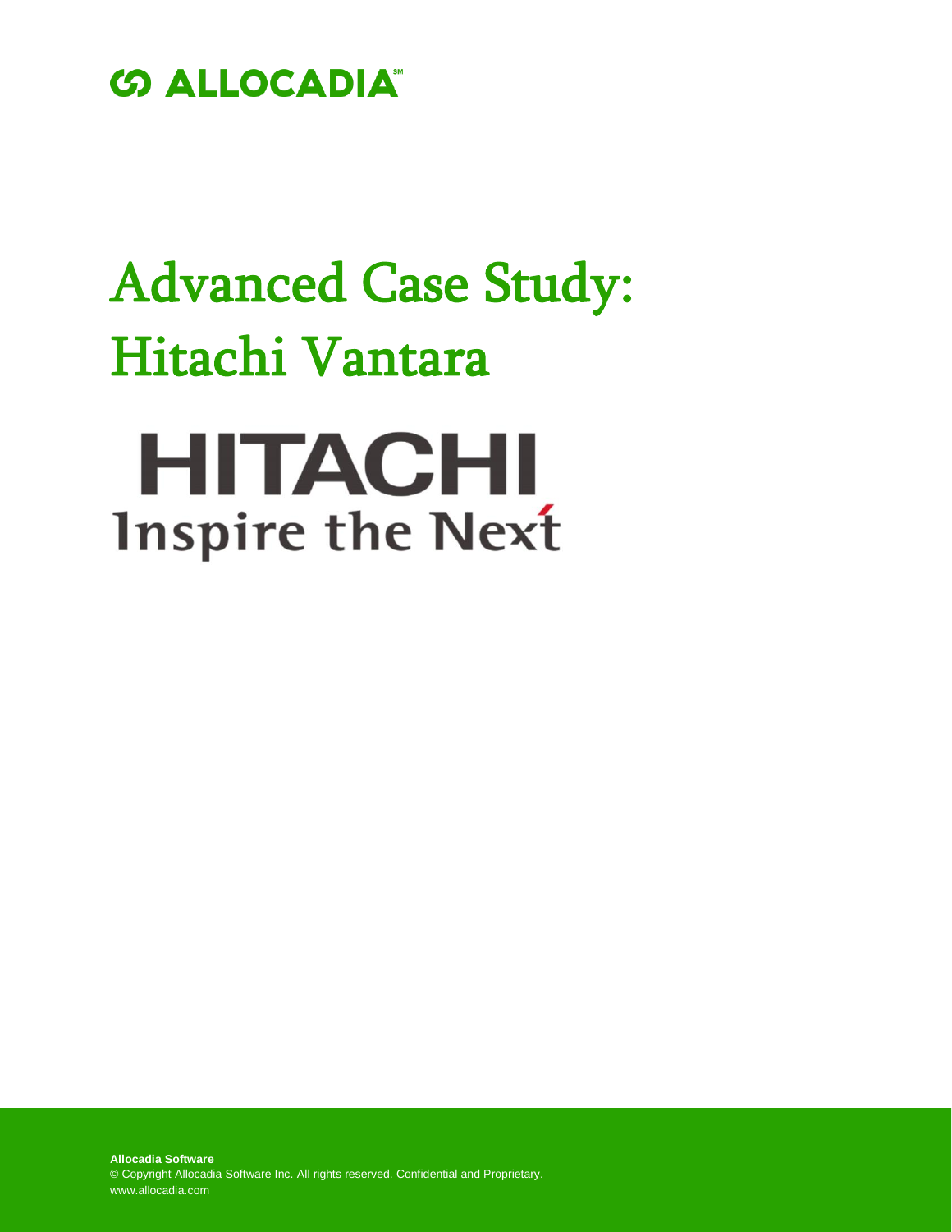ALLOCADIA℠

# Advanced Case Study: Hitachi Vantara

HITACHI
Inspire the Next

**Allocadia Software**
© Copyright Allocadia Software Inc. All rights reserved. Confidential and Proprietary.
www.allocadia.com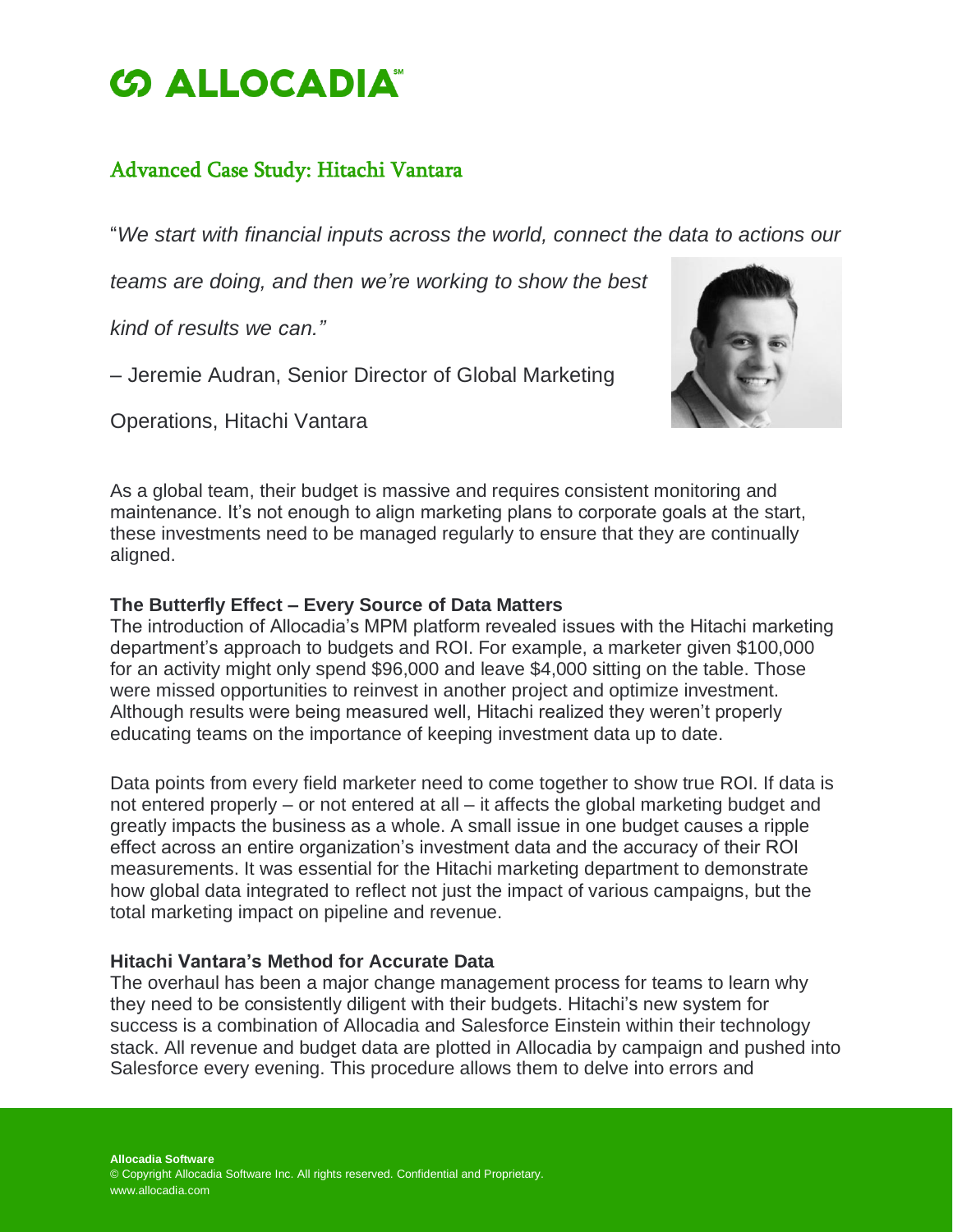# ALLOCADIA

## Advanced Case Study: Hitachi Vantara

"*We start with financial inputs across the world, connect the data to actions our teams are doing, and then we're working to show the best kind of results we can."*

– Jeremie Audran, Senior Director of Global Marketing Operations, Hitachi Vantara

As a global team, their budget is massive and requires consistent monitoring and maintenance. It's not enough to align marketing plans to corporate goals at the start, these investments need to be managed regularly to ensure that they are continually aligned.

**The Butterfly Effect – Every Source of Data Matters**

The introduction of Allocadia's MPM platform revealed issues with the Hitachi marketing department's approach to budgets and ROI. For example, a marketer given $100,000 for an activity might only spend $96,000 and leave $4,000 sitting on the table. Those were missed opportunities to reinvest in another project and optimize investment. Although results were being measured well, Hitachi realized they weren't properly educating teams on the importance of keeping investment data up to date.

Data points from every field marketer need to come together to show true ROI. If data is not entered properly – or not entered at all – it affects the global marketing budget and greatly impacts the business as a whole. A small issue in one budget causes a ripple effect across an entire organization's investment data and the accuracy of their ROI measurements. It was essential for the Hitachi marketing department to demonstrate how global data integrated to reflect not just the impact of various campaigns, but the total marketing impact on pipeline and revenue.

**Hitachi Vantara's Method for Accurate Data**

The overhaul has been a major change management process for teams to learn why they need to be consistently diligent with their budgets. Hitachi's new system for success is a combination of Allocadia and Salesforce Einstein within their technology stack. All revenue and budget data are plotted in Allocadia by campaign and pushed into Salesforce every evening. This procedure allows them to delve into errors and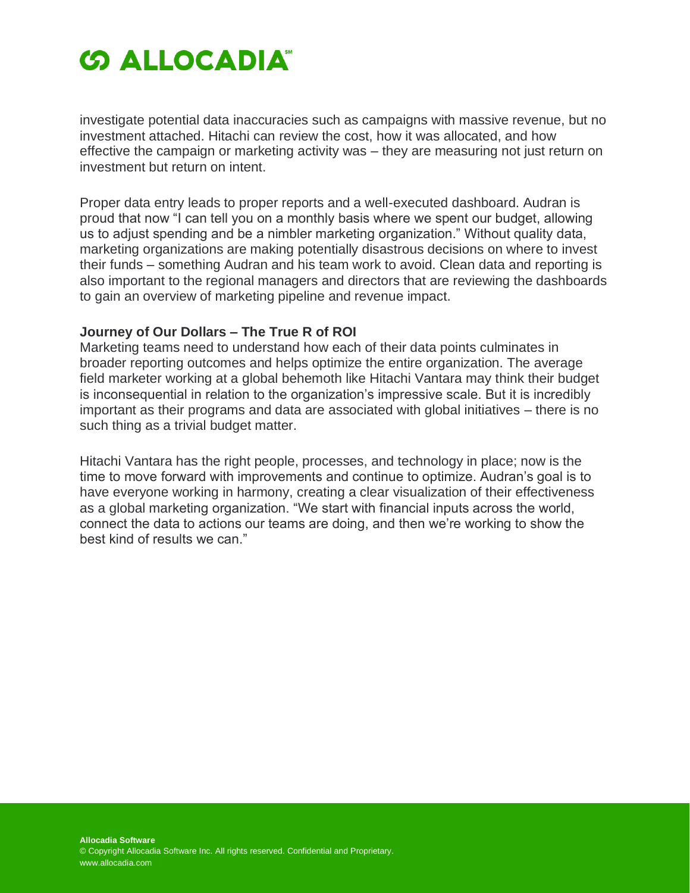investigate potential data inaccuracies such as campaigns with massive revenue, but no investment attached. Hitachi can review the cost, how it was allocated, and how effective the campaign or marketing activity was – they are measuring not just return on investment but return on intent.

Proper data entry leads to proper reports and a well-executed dashboard. Audran is proud that now "I can tell you on a monthly basis where we spent our budget, allowing us to adjust spending and be a nimbler marketing organization." Without quality data, marketing organizations are making potentially disastrous decisions on where to invest their funds – something Audran and his team work to avoid. Clean data and reporting is also important to the regional managers and directors that are reviewing the dashboards to gain an overview of marketing pipeline and revenue impact.

**Journey of Our Dollars – The True R of ROI**

Marketing teams need to understand how each of their data points culminates in broader reporting outcomes and helps optimize the entire organization. The average field marketer working at a global behemoth like Hitachi Vantara may think their budget is inconsequential in relation to the organization's impressive scale. But it is incredibly important as their programs and data are associated with global initiatives – there is no such thing as a trivial budget matter.

Hitachi Vantara has the right people, processes, and technology in place; now is the time to move forward with improvements and continue to optimize. Audran's goal is to have everyone working in harmony, creating a clear visualization of their effectiveness as a global marketing organization. "We start with financial inputs across the world, connect the data to actions our teams are doing, and then we're working to show the best kind of results we can."